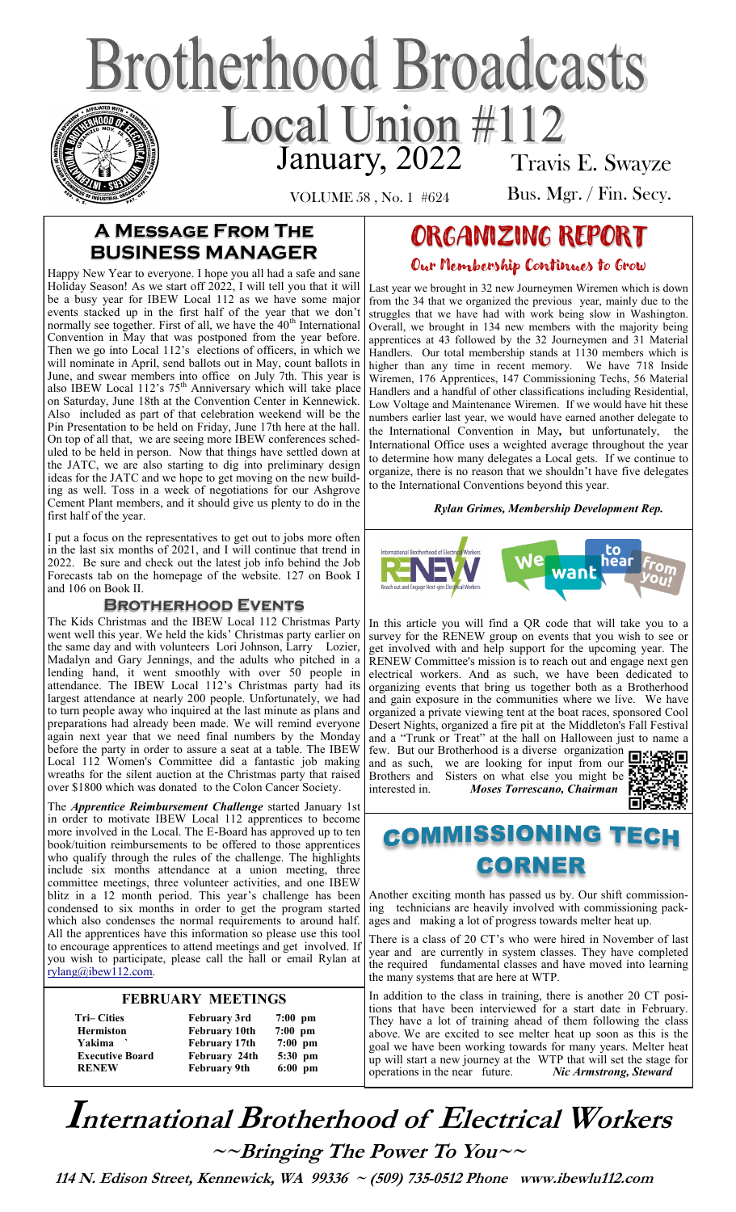# Brotherhood Broadcasts

## Local Union #112

January, 2022

VOLUME 58 , No. 1 #624

Travis E. Swayze

Bus. Mgr. / Fin. Secy.

## A Message From The Business Manager

Happy New Year to everyone. I hope you all had a safe and sane Holiday Season! As we start off 2022, I will tell you that it will be a busy year for IBEW Local 112 as we have some major events stacked up in the first half of the year that we don't normally see together. First of all, we have the 40th International Convention in May that was postponed from the year before. Then we go into Local 112's elections of officers, in which we will nominate in April, send ballots out in May, count ballots in June, and swear members into office on July 7th. This year is also IBEW Local 112's 75th Anniversary which will take place on Saturday, June 18th at the Convention Center in Kennewick. Also included as part of that celebration weekend will be the Pin Presentation to be held on Friday, June 17th here at the hall. On top of all that, we are seeing more IBEW conferences scheduled to be held in person. Now that things have settled down at the JATC, we are also starting to dig into preliminary design ideas for the JATC and we hope to get moving on the new building as well. Toss in a week of negotiations for our Ashgrove Cement Plant members, and it should give us plenty to do in the first half of the year.

I put a focus on the representatives to get out to jobs more often in the last six months of 2021, and I will continue that trend in 2022. Be sure and check out the latest job info behind the Job Forecasts tab on the homepage of the website. 127 on Book I and 106 on Book II.

### Brotherhood Events

The Kids Christmas and the IBEW Local 112 Christmas Party went well this year. We held the kids' Christmas party earlier on the same day and with volunteers Lori Johnson, Larry Lozier, Madalyn and Gary Jennings, and the adults who pitched in a lending hand, it went smoothly with over 50 people in attendance. The IBEW Local 112's Christmas party had its largest attendance at nearly 200 people. Unfortunately, we had to turn people away who inquired at the last minute as plans and preparations had already been made. We will remind everyone again next year that we need final numbers by the Monday before the party in order to assure a seat at a table. The IBEW Local 112 Women's Committee did a fantastic job making wreaths for the silent auction at the Christmas party that raised over $1800 which was donated to the Colon Cancer Society.

The *Apprentice Reimbursement Challenge* started January 1st in order to motivate IBEW Local 112 apprentices to become more involved in the Local. The E-Board has approved up to ten book/tuition reimbursements to be offered to those apprentices who qualify through the rules of the challenge. The highlights include six months attendance at a union meeting, three committee meetings, three volunteer activities, and one IBEW blitz in a 12 month period. This year's challenge has been condensed to six months in order to get the program started which also condenses the normal requirements to around half. All the apprentices have this information so please use this tool to encourage apprentices to attend meetings and get involved. If you wish to participate, please call the hall or email Rylan at rylang@ibew112.com.

### FEBRUARY MEETINGS

| | | |
|---|---|---|
| Tri– Cities | February 3rd | 7:00 pm |
| Hermiston | February 10th | 7:00 pm |
| Yakima | February 17th | 7:00 pm |
| Executive Board | February 24th | 5:30 pm |
| RENEW | February 9th | 6:00 pm |

## ORGANIZING REPORT

### Our Membership Continues to Grow

Last year we brought in 32 new Journeymen Wiremen which is down from the 34 that we organized the previous year, mainly due to the struggles that we have had with work being slow in Washington. Overall, we brought in 134 new members with the majority being apprentices at 43 followed by the 32 Journeymen and 31 Material Handlers. Our total membership stands at 1130 members which is higher than any time in recent memory. We have 718 Inside Wiremen, 176 Apprentices, 147 Commissioning Techs, 56 Material Handlers and a handful of other classifications including Residential, Low Voltage and Maintenance Wiremen. If we would have hit these numbers earlier last year, we would have earned another delegate to the International Convention in May, but unfortunately, the International Office uses a weighted average throughout the year to determine how many delegates a Local gets. If we continue to organize, there is no reason that we shouldn't have five delegates to the International Conventions beyond this year.

*Rylan Grimes, Membership Development Rep.*

In this article you will find a QR code that will take you to a survey for the RENEW group on events that you wish to see or get involved with and help support for the upcoming year. The RENEW Committee's mission is to reach out and engage next gen electrical workers. And as such, we have been dedicated to organizing events that bring us together both as a Brotherhood and gain exposure in the communities where we live. We have organized a private viewing tent at the boat races, sponsored Cool Desert Nights, organized a fire pit at the Middleton's Fall Festival and a "Trunk or Treat" at the hall on Halloween just to name a few. But our Brotherhood is a diverse organization and as such, we are looking for input from our Brothers and Sisters on what else you might be interested in. *Moses Torrescano, Chairman*

## COMMISSIONING TECH CORNER

Another exciting month has passed us by. Our shift commissioning technicians are heavily involved with commissioning packages and making a lot of progress towards melter heat up.

There is a class of 20 CT's who were hired in November of last year and are currently in system classes. They have completed the required fundamental classes and have moved into learning the many systems that are here at WTP.

In addition to the class in training, there is another 20 CT positions that have been interviewed for a start date in February. They have a lot of training ahead of them following the class above. We are excited to see melter heat up soon as this is the goal we have been working towards for many years. Melter heat up will start a new journey at the WTP that will set the stage for operations in the near future. *Nic Armstrong, Steward*

# International Brotherhood of Electrical Workers

**~~Bringing The Power To You~~**

**114 N. Edison Street, Kennewick, WA 99336 ~ (509) 735-0512 Phone www.ibewlu112.com**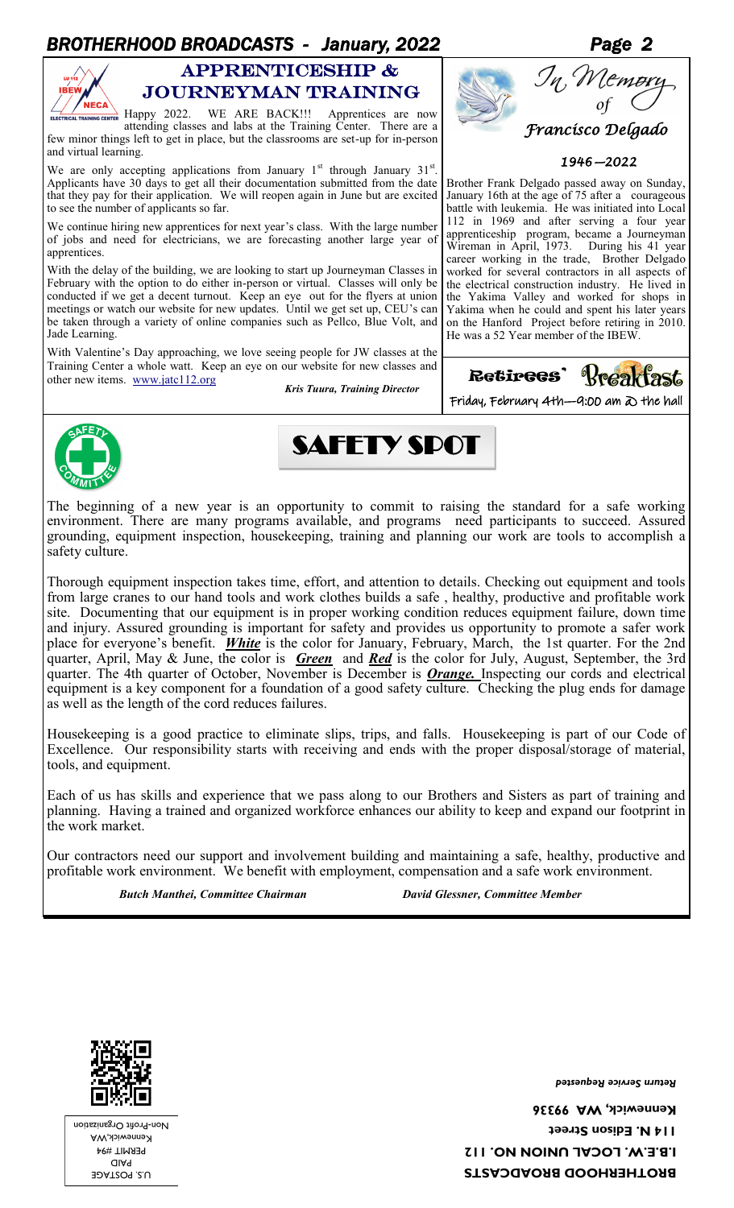## APPRENTICESHIP & JOURNEYMAN TRAINING

Happy 2022. WE ARE BACK!!! Apprentices are now attending classes and labs at the Training Center. There are a few minor things left to get in place, but the classrooms are set-up for in-person and virtual learning.

We are only accepting applications from January 1st through January 31st. Applicants have 30 days to get all their documentation submitted from the date that they pay for their application. We will reopen again in June but are excited to see the number of applicants so far.

We continue hiring new apprentices for next year's class. With the large number of jobs and need for electricians, we are forecasting another large year of apprentices.

With the delay of the building, we are looking to start up Journeyman Classes in February with the option to do either in-person or virtual. Classes will only be conducted if we get a decent turnout. Keep an eye out for the flyers at union meetings or watch our website for new updates. Until we get set up, CEU's can be taken through a variety of online companies such as Pellco, Blue Volt, and Jade Learning.

With Valentine's Day approaching, we love seeing people for JW classes at the Training Center a whole watt. Keep an eye on our website for new classes and other new items. www.jatc112.org

*Kris Tuura, Training Director*

## In Memory of Francisco Delgado

*1946—2022*

Brother Frank Delgado passed away on Sunday, January 16th at the age of 75 after a courageous battle with leukemia. He was initiated into Local 112 in 1969 and after serving a four year apprenticeship program, became a Journeyman Wireman in April, 1973. During his 41 year career working in the trade, Brother Delgado worked for several contractors in all aspects of the electrical construction industry. He lived in the Yakima Valley and worked for shops in Yakima when he could and spent his later years on the Hanford Project before retiring in 2010. He was a 52 Year member of the IBEW.

## Retirees' Breakfast

Friday, February 4th—9:00 am @ the hall

## SAFETY SPOT

The beginning of a new year is an opportunity to commit to raising the standard for a safe working environment. There are many programs available, and programs need participants to succeed. Assured grounding, equipment inspection, housekeeping, training and planning our work are tools to accomplish a safety culture.

Thorough equipment inspection takes time, effort, and attention to details. Checking out equipment and tools from large cranes to our hand tools and work clothes builds a safe , healthy, productive and profitable work site. Documenting that our equipment is in proper working condition reduces equipment failure, down time and injury. Assured grounding is important for safety and provides us opportunity to promote a safer work place for everyone's benefit. ***White*** is the color for January, February, March, the 1st quarter. For the 2nd quarter, April, May & June, the color is ***Green*** and ***Red*** is the color for July, August, September, the 3rd quarter. The 4th quarter of October, November is December is ***Orange.*** Inspecting our cords and electrical equipment is a key component for a foundation of a good safety culture. Checking the plug ends for damage as well as the length of the cord reduces failures.

Housekeeping is a good practice to eliminate slips, trips, and falls. Housekeeping is part of our Code of Excellence. Our responsibility starts with receiving and ends with the proper disposal/storage of material, tools, and equipment.

Each of us has skills and experience that we pass along to our Brothers and Sisters as part of training and planning. Having a trained and organized workforce enhances our ability to keep and expand our footprint in the work market.

Our contractors need our support and involvement building and maintaining a safe, healthy, productive and profitable work environment. We benefit with employment, compensation and a safe work environment.

*Butch Manthei, Committee Chairman* — *David Glessner, Committee Member*

U.S. POSTAGE
PAID
PERMIT #94
Kennewick,WA
Non-Profit Organization

**BROTHERHOOD BROADCASTS**
**I.B.E.W. LOCAL UNION NO. 112**
**114 N. Edison Street**
**Kennewick, WA 99336**

*Return Service Requested*